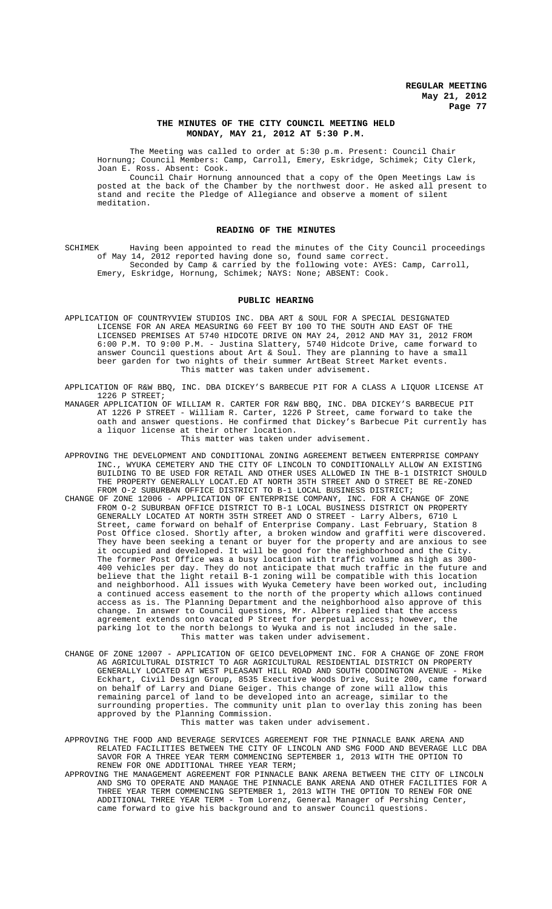# THE MINUTES OF THE CITY COUNCIL MEETING HELD MONDAY, MAY 21, 2012 AT 5:30 P.M.

The Meeting was called to order at 5:30 p.m. Present: Council Chair Hornung; Council Members: Camp, Carroll, Emery, Eskridge, Schimek; City Clerk, Joan E. Ross. Absent: Cook.

Council Chair Hornung announced that a copy of the Open Meetings Law is posted at the back of the Chamber by the northwest door. He asked all present to stand and recite the Pledge of Allegiance and observe a moment of silent meditation.

## READING OF THE MINUTES

SCHIMEK Having been appointed to read the minutes of the City Council proceedings of May 14, 2012 reported having done so, found same correct.

Seconded by Camp & carried by the following vote: AYES: Camp, Carroll, Emery, Eskridge, Hornung, Schimek; NAYS: None; ABSENT: Cook.

## PUBLIC HEARING

APPLICATION OF COUNTRYVIEW STUDIOS INC. DBA ART & SOUL FOR A SPECIAL DESIGNATED LICENSE FOR AN AREA MEASURING 60 FEET BY 100 TO THE SOUTH AND EAST OF THE LICENSED PREMISES AT 5740 HIDCOTE DRIVE ON MAY 24, 2012 AND MAY 31, 2012 FROM 6:00 P.M. TO 9:00 P.M. - Justina Slattery, 5740 Hidcote Drive, came forward to answer Council questions about Art & Soul. They are planning to have a small beer garden for two nights of their summer ArtBeat Street Market events.

This matter was taken under advisement.

APPLICATION OF R&W BBQ, INC. DBA DICKEY'S BARBECUE PIT FOR A CLASS A LIQUOR LICENSE AT 1226 P STREET;

MANAGER APPLICATION OF WILLIAM R. CARTER FOR R&W BBQ, INC. DBA DICKEY'S BARBECUE PIT AT 1226 P STREET - William R. Carter, 1226 P Street, came forward to take the oath and answer questions. He confirmed that Dickey's Barbecue Pit currently has a liquor license at their other location.

This matter was taken under advisement.

APPROVING THE DEVELOPMENT AND CONDITIONAL ZONING AGREEMENT BETWEEN ENTERPRISE COMPANY INC., WYUKA CEMETERY AND THE CITY OF LINCOLN TO CONDITIONALLY ALLOW AN EXISTING BUILDING TO BE USED FOR RETAIL AND OTHER USES ALLOWED IN THE B-1 DISTRICT SHOULD THE PROPERTY GENERALLY LOCAT.ED AT NORTH 35TH STREET AND O STREET BE RE-ZONED FROM O-2 SUBURBAN OFFICE DISTRICT TO B-1 LOCAL BUSINESS DISTRICT;

CHANGE OF ZONE 12006 - APPLICATION OF ENTERPRISE COMPANY, INC. FOR A CHANGE OF ZONE FROM O-2 SUBURBAN OFFICE DISTRICT TO B-1 LOCAL BUSINESS DISTRICT ON PROPERTY GENERALLY LOCATED AT NORTH 35TH STREET AND O STREET - Larry Albers, 6710 L Street, came forward on behalf of Enterprise Company. Last February, Station 8 Post Office closed. Shortly after, a broken window and graffiti were discovered. They have been seeking a tenant or buyer for the property and are anxious to see it occupied and developed. It will be good for the neighborhood and the City. The former Post Office was a busy location with traffic volume as high as 300-400 vehicles per day. They do not anticipate that much traffic in the future and believe that the light retail B-1 zoning will be compatible with this location and neighborhood. All issues with Wyuka Cemetery have been worked out, including a continued access easement to the north of the property which allows continued access as is. The Planning Department and the neighborhood also approve of this change. In answer to Council questions, Mr. Albers replied that the access agreement extends onto vacated P Street for perpetual access; however, the parking lot to the north belongs to Wyuka and is not included in the sale.

This matter was taken under advisement.

CHANGE OF ZONE 12007 - APPLICATION OF GEICO DEVELOPMENT INC. FOR A CHANGE OF ZONE FROM AG AGRICULTURAL DISTRICT TO AGR AGRICULTURAL RESIDENTIAL DISTRICT ON PROPERTY GENERALLY LOCATED AT WEST PLEASANT HILL ROAD AND SOUTH CODDINGTON AVENUE - Mike Eckhart, Civil Design Group, 8535 Executive Woods Drive, Suite 200, came forward on behalf of Larry and Diane Geiger. This change of zone will allow this remaining parcel of land to be developed into an acreage, similar to the surrounding properties. The community unit plan to overlay this zoning has been approved by the Planning Commission.

This matter was taken under advisement.

APPROVING THE FOOD AND BEVERAGE SERVICES AGREEMENT FOR THE PINNACLE BANK ARENA AND RELATED FACILITIES BETWEEN THE CITY OF LINCOLN AND SMG FOOD AND BEVERAGE LLC DBA SAVOR FOR A THREE YEAR TERM COMMENCING SEPTEMBER 1, 2013 WITH THE OPTION TO RENEW FOR ONE ADDITIONAL THREE YEAR TERM;

APPROVING THE MANAGEMENT AGREEMENT FOR PINNACLE BANK ARENA BETWEEN THE CITY OF LINCOLN AND SMG TO OPERATE AND MANAGE THE PINNACLE BANK ARENA AND OTHER FACILITIES FOR A THREE YEAR TERM COMMENCING SEPTEMBER 1, 2013 WITH THE OPTION TO RENEW FOR ONE ADDITIONAL THREE YEAR TERM - Tom Lorenz, General Manager of Pershing Center, came forward to give his background and to answer Council questions.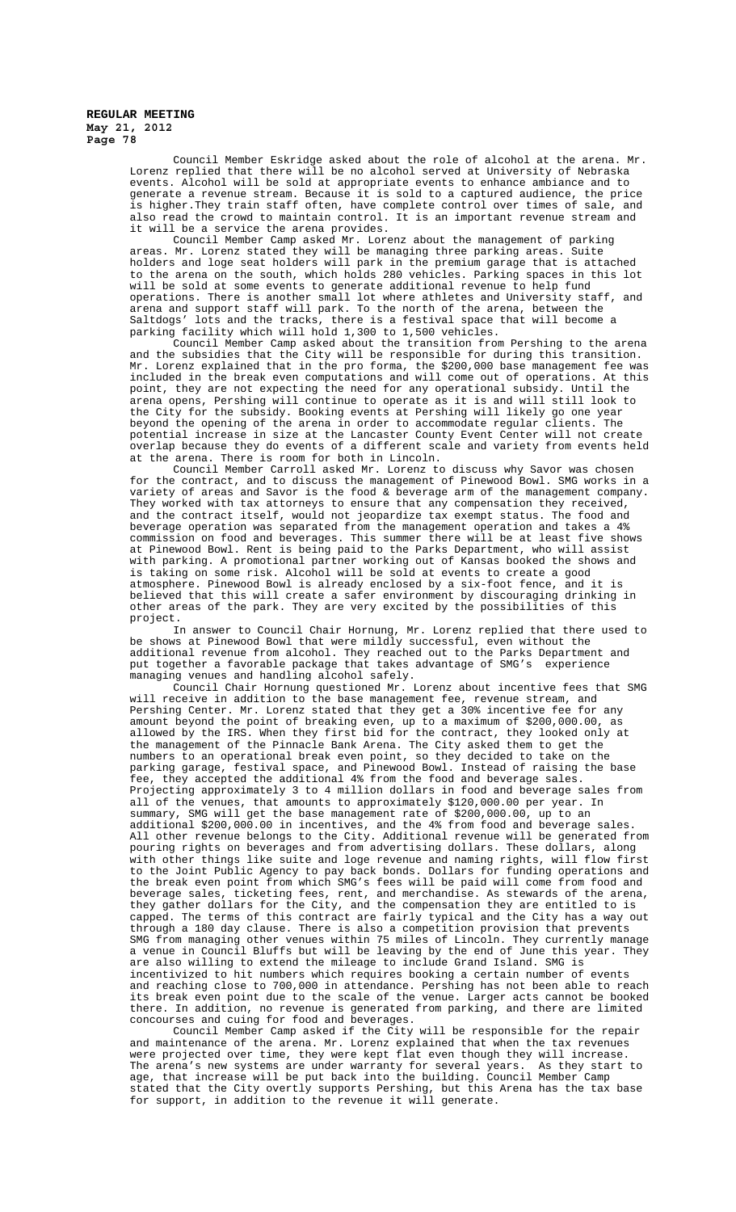Council Member Eskridge asked about the role of alcohol at the arena. Mr. Lorenz replied that there will be no alcohol served at University of Nebraska events. Alcohol will be sold at appropriate events to enhance ambiance and to generate a revenue stream. Because it is sold to a captured audience, the price is higher.They train staff often, have complete control over times of sale, and also read the crowd to maintain control. It is an important revenue stream and it will be a service the arena provides.

Council Member Camp asked Mr. Lorenz about the management of parking areas. Mr. Lorenz stated they will be managing three parking areas. Suite holders and loge seat holders will park in the premium garage that is attached to the arena on the south, which holds 280 vehicles. Parking spaces in this lot will be sold at some events to generate additional revenue to help fund operations. There is another small lot where athletes and University staff, and arena and support staff will park. To the north of the arena, between the Saltdogs' lots and the tracks, there is a festival space that will become a parking facility which will hold 1,300 to 1,500 vehicles.

Council Member Camp asked about the transition from Pershing to the arena and the subsidies that the City will be responsible for during this transition. Mr. Lorenz explained that in the pro forma, the $200,000 base management fee was included in the break even computations and will come out of operations. At this point, they are not expecting the need for any operational subsidy. Until the arena opens, Pershing will continue to operate as it is and will still look to the City for the subsidy. Booking events at Pershing will likely go one year beyond the opening of the arena in order to accommodate regular clients. The potential increase in size at the Lancaster County Event Center will not create overlap because they do events of a different scale and variety from events held at the arena. There is room for both in Lincoln.

Council Member Carroll asked Mr. Lorenz to discuss why Savor was chosen for the contract, and to discuss the management of Pinewood Bowl. SMG works in a variety of areas and Savor is the food & beverage arm of the management company. They worked with tax attorneys to ensure that any compensation they received, and the contract itself, would not jeopardize tax exempt status. The food and beverage operation was separated from the management operation and takes a 4% commission on food and beverages. This summer there will be at least five shows at Pinewood Bowl. Rent is being paid to the Parks Department, who will assist with parking. A promotional partner working out of Kansas booked the shows and is taking on some risk. Alcohol will be sold at events to create a good atmosphere. Pinewood Bowl is already enclosed by a six-foot fence, and it is believed that this will create a safer environment by discouraging drinking in other areas of the park. They are very excited by the possibilities of this project.

In answer to Council Chair Hornung, Mr. Lorenz replied that there used to be shows at Pinewood Bowl that were mildly successful, even without the additional revenue from alcohol. They reached out to the Parks Department and put together a favorable package that takes advantage of SMG's experience managing venues and handling alcohol safely.

Council Chair Hornung questioned Mr. Lorenz about incentive fees that SMG will receive in addition to the base management fee, revenue stream, and Pershing Center. Mr. Lorenz stated that they get a 30% incentive fee for any amount beyond the point of breaking even, up to a maximum of $200,000.00, as allowed by the IRS. When they first bid for the contract, they looked only at the management of the Pinnacle Bank Arena. The City asked them to get the numbers to an operational break even point, so they decided to take on the parking garage, festival space, and Pinewood Bowl. Instead of raising the base fee, they accepted the additional 4% from the food and beverage sales. Projecting approximately 3 to 4 million dollars in food and beverage sales from all of the venues, that amounts to approximately $120,000.00 per year. In summary, SMG will get the base management rate of $200,000.00, up to an additional $200,000.00 in incentives, and the 4% from food and beverage sales. All other revenue belongs to the City. Additional revenue will be generated from pouring rights on beverages and from advertising dollars. These dollars, along with other things like suite and loge revenue and naming rights, will flow first to the Joint Public Agency to pay back bonds. Dollars for funding operations and the break even point from which SMG's fees will be paid will come from food and beverage sales, ticketing fees, rent, and merchandise. As stewards of the arena, they gather dollars for the City, and the compensation they are entitled to is capped. The terms of this contract are fairly typical and the City has a way out through a 180 day clause. There is also a competition provision that prevents SMG from managing other venues within 75 miles of Lincoln. They currently manage a venue in Council Bluffs but will be leaving by the end of June this year. They are also willing to extend the mileage to include Grand Island. SMG is incentivized to hit numbers which requires booking a certain number of events and reaching close to 700,000 in attendance. Pershing has not been able to reach its break even point due to the scale of the venue. Larger acts cannot be booked there. In addition, no revenue is generated from parking, and there are limited concourses and cuing for food and beverages.

Council Member Camp asked if the City will be responsible for the repair and maintenance of the arena. Mr. Lorenz explained that when the tax revenues were projected over time, they were kept flat even though they will increase. The arena's new systems are under warranty for several years. As they start to age, that increase will be put back into the building. Council Member Camp stated that the City overtly supports Pershing, but this Arena has the tax base for support, in addition to the revenue it will generate.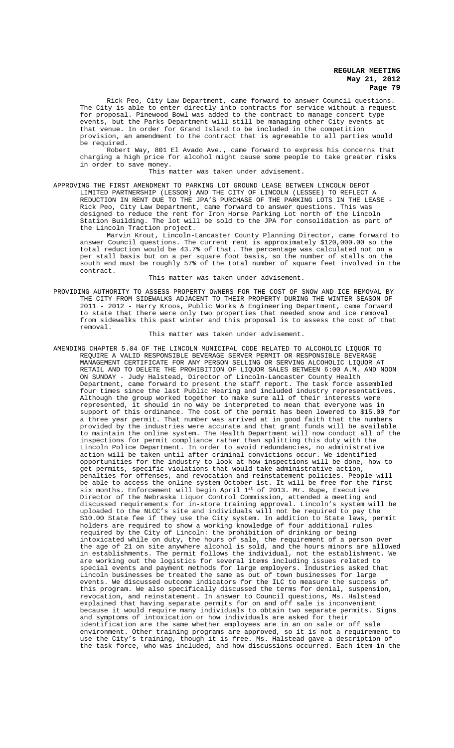Rick Peo, City Law Department, came forward to answer Council questions. The City is able to enter directly into contracts for service without a request for proposal. Pinewood Bowl was added to the contract to manage concert type events, but the Parks Department will still be managing other City events at that venue. In order for Grand Island to be included in the competition provision, an amendment to the contract that is agreeable to all parties would be required.

Robert Way, 801 El Avado Ave., came forward to express his concerns that charging a high price for alcohol might cause some people to take greater risks in order to save money.

This matter was taken under advisement.

APPROVING THE FIRST AMENDMENT TO PARKING LOT GROUND LEASE BETWEEN LINCOLN DEPOT LIMITED PARTNERSHIP (LESSOR) AND THE CITY OF LINCOLN (LESSEE) TO REFLECT A REDUCTION IN RENT DUE TO THE JPA'S PURCHASE OF THE PARKING LOTS IN THE LEASE - Rick Peo, City Law Department, came forward to answer questions. This was designed to reduce the rent for Iron Horse Parking Lot north of the Lincoln Station Building. The lot will be sold to the JPA for consolidation as part of the Lincoln Traction project.

Marvin Krout, Lincoln-Lancaster County Planning Director, came forward to answer Council questions. The current rent is approximately $120,000.00 so the total reduction would be 43.7% of that. The percentage was calculated not on a per stall basis but on a per square foot basis, so the number of stalls on the south end must be roughly 57% of the total number of square feet involved in the contract.

This matter was taken under advisement.

PROVIDING AUTHORITY TO ASSESS PROPERTY OWNERS FOR THE COST OF SNOW AND ICE REMOVAL BY THE CITY FROM SIDEWALKS ADJACENT TO THEIR PROPERTY DURING THE WINTER SEASON OF 2011 - 2012 - Harry Kroos, Public Works & Engineering Department, came forward to state that there were only two properties that needed snow and ice removal from sidewalks this past winter and this proposal is to assess the cost of that removal.

This matter was taken under advisement.

AMENDING CHAPTER 5.04 OF THE LINCOLN MUNICIPAL CODE RELATED TO ALCOHOLIC LIQUOR TO REQUIRE A VALID RESPONSIBLE BEVERAGE SERVER PERMIT OR RESPONSIBLE BEVERAGE MANAGEMENT CERTIFICATE FOR ANY PERSON SELLING OR SERVING ALCOHOLIC LIQUOR AT RETAIL AND TO DELETE THE PROHIBITION OF LIQUOR SALES BETWEEN 6:00 A.M. AND NOON ON SUNDAY - Judy Halstead, Director of Lincoln-Lancaster County Health Department, came forward to present the staff report. The task force assembled four times since the last Public Hearing and included industry representatives. Although the group worked together to make sure all of their interests were represented, it should in no way be interpreted to mean that everyone was in support of this ordinance. The cost of the permit has been lowered to $15.00 for a three year permit. That number was arrived at in good faith that the numbers provided by the industries were accurate and that grant funds will be available to maintain the online system. The Health Department will now conduct all of the inspections for permit compliance rather than splitting this duty with the Lincoln Police Department. In order to avoid redundancies, no administrative action will be taken until after criminal convictions occur. We identified opportunities for the industry to look at how inspections will be done, how to get permits, specific violations that would take administrative action, penalties for offenses, and revocation and reinstatement policies. People will be able to access the online system October 1st. It will be free for the first six months. Enforcement will begin April 1st of 2013. Mr. Rupe, Executive Director of the Nebraska Liquor Control Commission, attended a meeting and discussed requirements for in-store training approval. Lincoln's system will be uploaded to the NLCC's site and individuals will not be required to pay the $10.00 State fee if they use the City system. In addition to State laws, permit holders are required to show a working knowledge of four additional rules required by the City of Lincoln: the prohibition of drinking or being intoxicated while on duty, the hours of sale, the requirement of a person over the age of 21 on site anywhere alcohol is sold, and the hours minors are allowed in establishments. The permit follows the individual, not the establishment. We are working out the logistics for several items including issues related to special events and payment methods for large employers. Industries asked that Lincoln businesses be treated the same as out of town businesses for large events. We discussed outcome indicators for the ILC to measure the success of this program. We also specifically discussed the terms for denial, suspension, revocation, and reinstatement. In answer to Council questions, Ms. Halstead explained that having separate permits for on and off sale is inconvenient because it would require many individuals to obtain two separate permits. Signs and symptoms of intoxication or how individuals are asked for their identification are the same whether employees are in an on sale or off sale environment. Other training programs are approved, so it is not a requirement to use the City's training, though it is free. Ms. Halstead gave a description of the task force, who was included, and how discussions occurred. Each item in the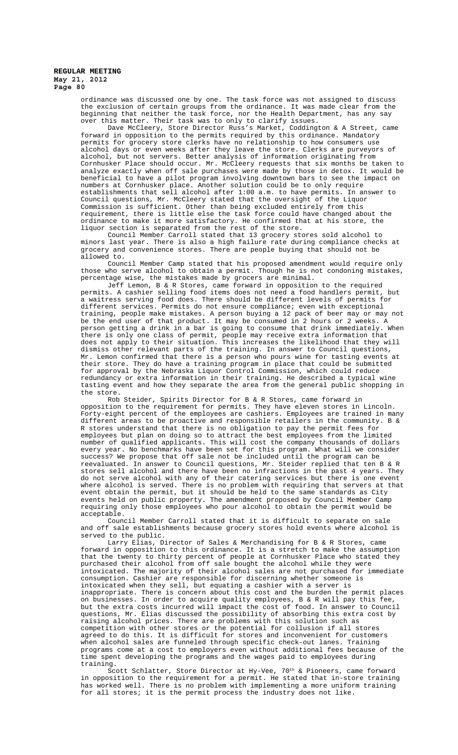ordinance was discussed one by one. The task force was not assigned to discuss the exclusion of certain groups from the ordinance. It was made clear from the beginning that neither the task force, nor the Health Department, has any say over this matter. Their task was to only to clarify issues.

Dave McCleery, Store Director Russ's Market, Coddington & A Street, came forward in opposition to the permits required by this ordinance. Mandatory permits for grocery store clerks have no relationship to how consumers use alcohol days or even weeks after they leave the store. Clerks are purveyors of alcohol, but not servers. Better analysis of information originating from Cornhusker Place should occur. Mr. McCleery requests that six months be taken to analyze exactly when off sale purchases were made by those in detox. It would be beneficial to have a pilot program involving downtown bars to see the impact on numbers at Cornhusker Place. Another solution could be to only require establishments that sell alcohol after 1:00 a.m. to have permits. In answer to Council questions, Mr. McCleery stated that the oversight of the Liquor Commission is sufficient. Other than being excluded entirely from this requirement, there is little else the task force could have changed about the ordinance to make it more satisfactory. He confirmed that at his store, the liquor section is separated from the rest of the store.

Council Member Carroll stated that 13 grocery stores sold alcohol to minors last year. There is also a high failure rate during compliance checks at grocery and convenience stores. There are people buying that should not be allowed to.

Council Member Camp stated that his proposed amendment would require only those who serve alcohol to obtain a permit. Though he is not condoning mistakes, percentage wise, the mistakes made by grocers are minimal.

Jeff Lemon, B & R Stores, came forward in opposition to the required permits. A cashier selling food items does not need a food handlers permit, but a waitress serving food does. There should be different levels of permits for different services. Permits do not ensure compliance; even with exceptional training, people make mistakes. A person buying a 12 pack of beer may or may not be the end user of that product. It may be consumed in 2 hours or 2 weeks. A person getting a drink in a bar is going to consume that drink immediately. When there is only one class of permit, people may receive extra information that does not apply to their situation. This increases the likelihood that they will dismiss other relevant parts of the training. In answer to Council questions, Mr. Lemon confirmed that there is a person who pours wine for tasting events at their store. They do have a training program in place that could be submitted for approval by the Nebraska Liquor Control Commission, which could reduce redundancy or extra information in their training. He described a typical wine tasting event and how they separate the area from the general public shopping in the store.

Rob Steider, Spirits Director for B & R Stores, came forward in opposition to the requirement for permits. They have eleven stores in Lincoln. Forty-eight percent of the employees are cashiers. Employees are trained in many different areas to be proactive and responsible retailers in the community. B & R stores understand that there is no obligation to pay the permit fees for employees but plan on doing so to attract the best employees from the limited number of qualified applicants. This will cost the company thousands of dollars every year. No benchmarks have been set for this program. What will we consider success? We propose that off sale not be included until the program can be reevaluated. In answer to Council questions, Mr. Steider replied that ten B & R stores sell alcohol and there have been no infractions in the past 4 years. They do not serve alcohol with any of their catering services but there is one event where alcohol is served. There is no problem with requiring that servers at that event obtain the permit, but it should be held to the same standards as City events held on public property. The amendment proposed by Council Member Camp requiring only those employees who pour alcohol to obtain the permit would be acceptable.

Council Member Carroll stated that it is difficult to separate on sale and off sale establishments because grocery stores hold events where alcohol is served to the public.

Larry Elias, Director of Sales & Merchandising for B & R Stores, came forward in opposition to this ordinance. It is a stretch to make the assumption that the twenty to thirty percent of people at Cornhusker Place who stated they purchased their alcohol from off sale bought the alcohol while they were intoxicated. The majority of their alcohol sales are not purchased for immediate consumption. Cashier are responsible for discerning whether someone is intoxicated when they sell, but equating a cashier with a server is inappropriate. There is concern about this cost and the burden the permit places on businesses. In order to acquire quality employees, B & R will pay this fee, but the extra costs incurred will impact the cost of food. In answer to Council questions, Mr. Elias discussed the possibility of absorbing this extra cost by raising alcohol prices. There are problems with this solution such as competition with other stores or the potential for collusion if all stores agreed to do this. It is difficult for stores and inconvenient for customers when alcohol sales are funneled through specific check-out lanes. Training programs come at a cost to employers even without additional fees because of the time spent developing the programs and the wages paid to employees during training.

Scott Schlatter, Store Director at Hy-Vee, 70th & Pioneers, came forward in opposition to the requirement for a permit. He stated that in-store training has worked well. There is no problem with implementing a more uniform training for all stores; it is the permit process the industry does not like.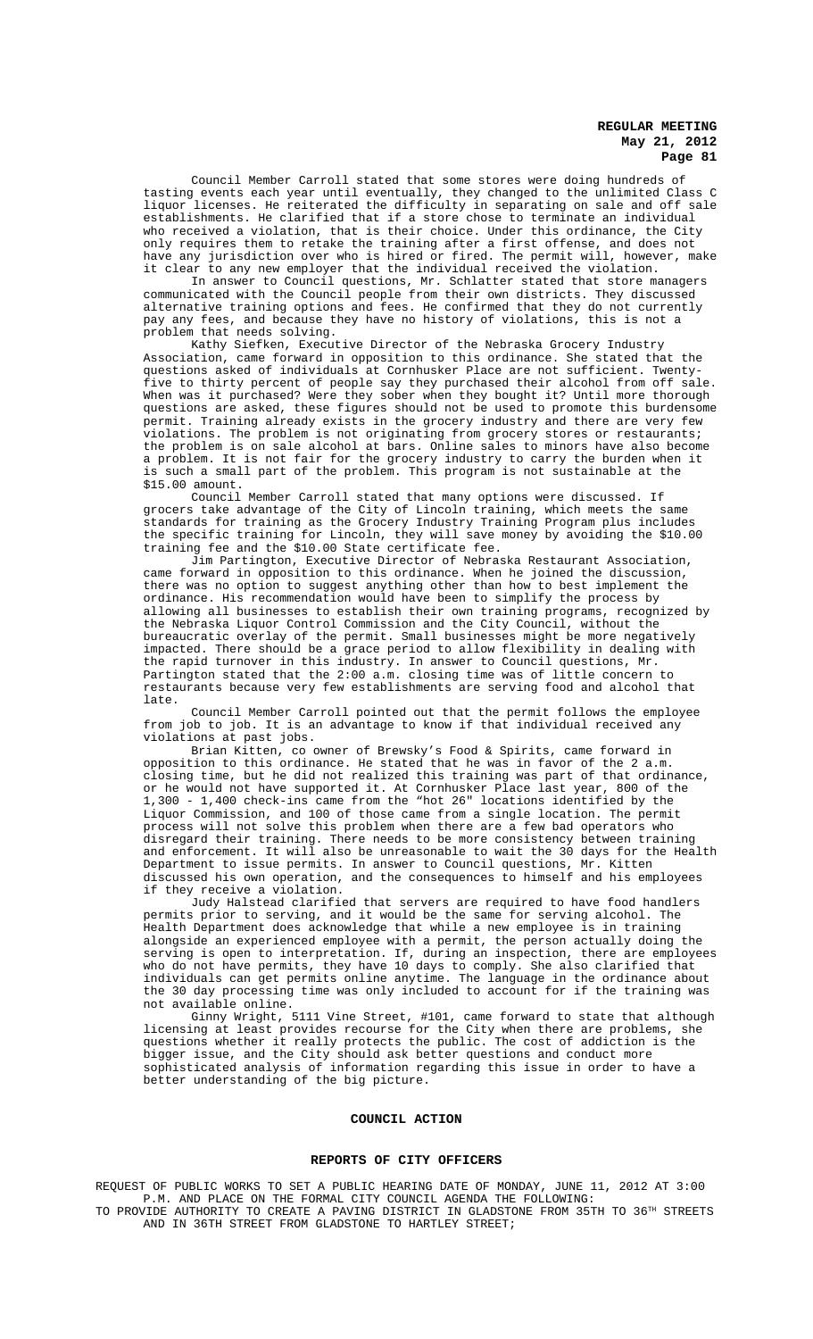Council Member Carroll stated that some stores were doing hundreds of tasting events each year until eventually, they changed to the unlimited Class C liquor licenses. He reiterated the difficulty in separating on sale and off sale establishments. He clarified that if a store chose to terminate an individual who received a violation, that is their choice. Under this ordinance, the City only requires them to retake the training after a first offense, and does not have any jurisdiction over who is hired or fired. The permit will, however, make it clear to any new employer that the individual received the violation.

In answer to Council questions, Mr. Schlatter stated that store managers communicated with the Council people from their own districts. They discussed alternative training options and fees. He confirmed that they do not currently pay any fees, and because they have no history of violations, this is not a problem that needs solving.

Kathy Siefken, Executive Director of the Nebraska Grocery Industry Association, came forward in opposition to this ordinance. She stated that the questions asked of individuals at Cornhusker Place are not sufficient. Twenty-five to thirty percent of people say they purchased their alcohol from off sale. When was it purchased? Were they sober when they bought it? Until more thorough questions are asked, these figures should not be used to promote this burdensome permit. Training already exists in the grocery industry and there are very few violations. The problem is not originating from grocery stores or restaurants; the problem is on sale alcohol at bars. Online sales to minors have also become a problem. It is not fair for the grocery industry to carry the burden when it is such a small part of the problem. This program is not sustainable at the $15.00 amount.

Council Member Carroll stated that many options were discussed. If grocers take advantage of the City of Lincoln training, which meets the same standards for training as the Grocery Industry Training Program plus includes the specific training for Lincoln, they will save money by avoiding the $10.00 training fee and the $10.00 State certificate fee.

Jim Partington, Executive Director of Nebraska Restaurant Association, came forward in opposition to this ordinance. When he joined the discussion, there was no option to suggest anything other than how to best implement the ordinance. His recommendation would have been to simplify the process by allowing all businesses to establish their own training programs, recognized by the Nebraska Liquor Control Commission and the City Council, without the bureaucratic overlay of the permit. Small businesses might be more negatively impacted. There should be a grace period to allow flexibility in dealing with the rapid turnover in this industry. In answer to Council questions, Mr. Partington stated that the 2:00 a.m. closing time was of little concern to restaurants because very few establishments are serving food and alcohol that late.

Council Member Carroll pointed out that the permit follows the employee from job to job. It is an advantage to know if that individual received any violations at past jobs.

Brian Kitten, co owner of Brewsky's Food & Spirits, came forward in opposition to this ordinance. He stated that he was in favor of the 2 a.m. closing time, but he did not realized this training was part of that ordinance, or he would not have supported it. At Cornhusker Place last year, 800 of the 1,300 - 1,400 check-ins came from the "hot 26" locations identified by the Liquor Commission, and 100 of those came from a single location. The permit process will not solve this problem when there are a few bad operators who disregard their training. There needs to be more consistency between training and enforcement. It will also be unreasonable to wait the 30 days for the Health Department to issue permits. In answer to Council questions, Mr. Kitten discussed his own operation, and the consequences to himself and his employees if they receive a violation.

Judy Halstead clarified that servers are required to have food handlers permits prior to serving, and it would be the same for serving alcohol. The Health Department does acknowledge that while a new employee is in training alongside an experienced employee with a permit, the person actually doing the serving is open to interpretation. If, during an inspection, there are employees who do not have permits, they have 10 days to comply. She also clarified that individuals can get permits online anytime. The language in the ordinance about the 30 day processing time was only included to account for if the training was not available online.

Ginny Wright, 5111 Vine Street, #101, came forward to state that although licensing at least provides recourse for the City when there are problems, she questions whether it really protects the public. The cost of addiction is the bigger issue, and the City should ask better questions and conduct more sophisticated analysis of information regarding this issue in order to have a better understanding of the big picture.

## COUNCIL ACTION

### REPORTS OF CITY OFFICERS

REQUEST OF PUBLIC WORKS TO SET A PUBLIC HEARING DATE OF MONDAY, JUNE 11, 2012 AT 3:00 P.M. AND PLACE ON THE FORMAL CITY COUNCIL AGENDA THE FOLLOWING:

TO PROVIDE AUTHORITY TO CREATE A PAVING DISTRICT IN GLADSTONE FROM 35TH TO 36TH STREETS AND IN 36TH STREET FROM GLADSTONE TO HARTLEY STREET;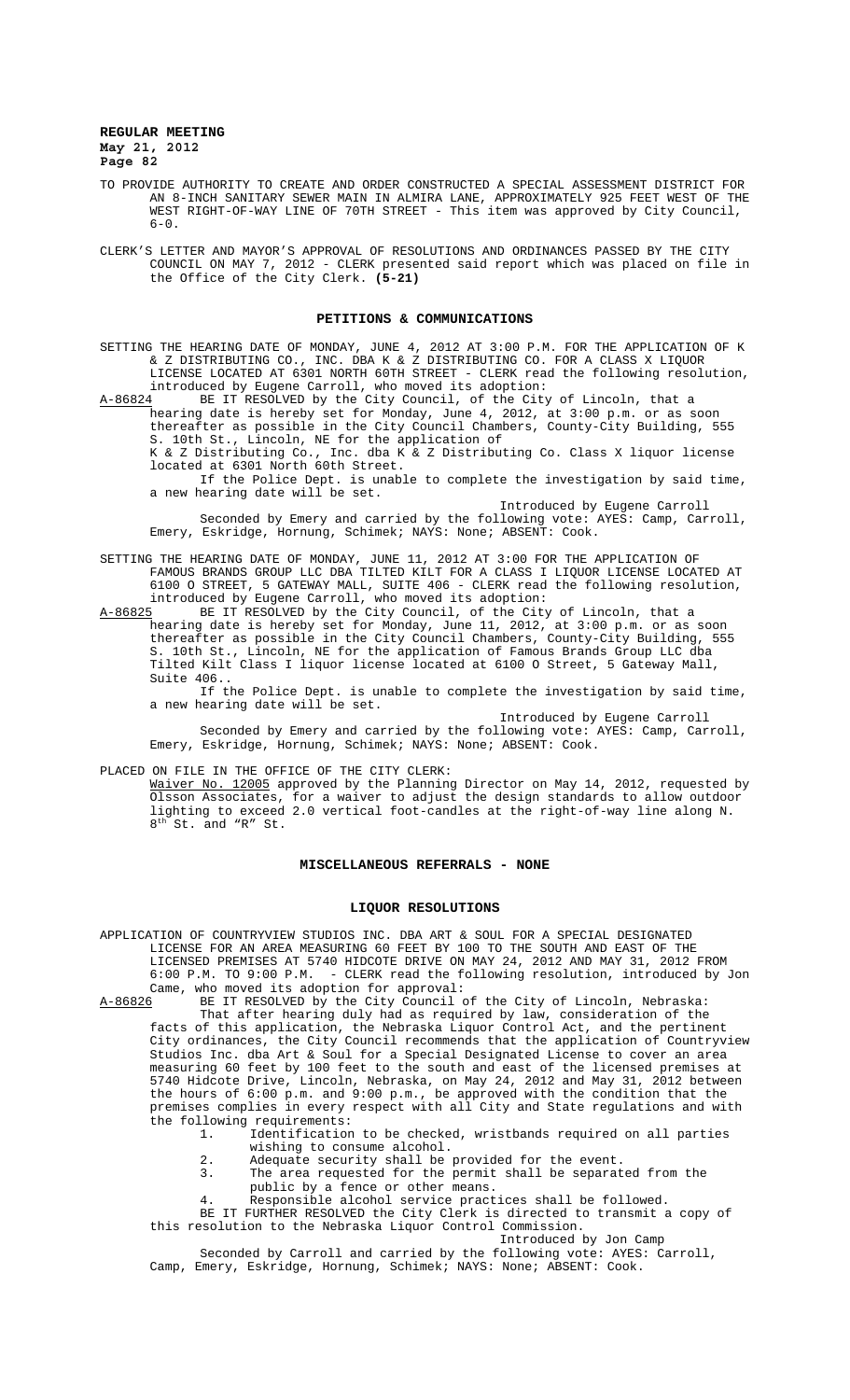TO PROVIDE AUTHORITY TO CREATE AND ORDER CONSTRUCTED A SPECIAL ASSESSMENT DISTRICT FOR AN 8-INCH SANITARY SEWER MAIN IN ALMIRA LANE, APPROXIMATELY 925 FEET WEST OF THE WEST RIGHT-OF-WAY LINE OF 70TH STREET - This item was approved by City Council, 6-0.

CLERK'S LETTER AND MAYOR'S APPROVAL OF RESOLUTIONS AND ORDINANCES PASSED BY THE CITY COUNCIL ON MAY 7, 2012 - CLERK presented said report which was placed on file in the Office of the City Clerk. **(5-21)**

## PETITIONS & COMMUNICATIONS

SETTING THE HEARING DATE OF MONDAY, JUNE 4, 2012 AT 3:00 P.M. FOR THE APPLICATION OF K & Z DISTRIBUTING CO., INC. DBA K & Z DISTRIBUTING CO. FOR A CLASS X LIQUOR LICENSE LOCATED AT 6301 NORTH 60TH STREET - CLERK read the following resolution, introduced by Eugene Carroll, who moved its adoption:

A-86824 BE IT RESOLVED by the City Council, of the City of Lincoln, that a hearing date is hereby set for Monday, June 4, 2012, at 3:00 p.m. or as soon thereafter as possible in the City Council Chambers, County-City Building, 555 S. 10th St., Lincoln, NE for the application of K & Z Distributing Co., Inc. dba K & Z Distributing Co. Class X liquor license located at 6301 North 60th Street.

If the Police Dept. is unable to complete the investigation by said time, a new hearing date will be set.

Introduced by Eugene Carroll

Seconded by Emery and carried by the following vote: AYES: Camp, Carroll, Emery, Eskridge, Hornung, Schimek; NAYS: None; ABSENT: Cook.

SETTING THE HEARING DATE OF MONDAY, JUNE 11, 2012 AT 3:00 FOR THE APPLICATION OF FAMOUS BRANDS GROUP LLC DBA TILTED KILT FOR A CLASS I LIQUOR LICENSE LOCATED AT 6100 O STREET, 5 GATEWAY MALL, SUITE 406 - CLERK read the following resolution, introduced by Eugene Carroll, who moved its adoption:

A-86825 BE IT RESOLVED by the City Council, of the City of Lincoln, that a hearing date is hereby set for Monday, June 11, 2012, at 3:00 p.m. or as soon thereafter as possible in the City Council Chambers, County-City Building, 555 S. 10th St., Lincoln, NE for the application of Famous Brands Group LLC dba Tilted Kilt Class I liquor license located at 6100 O Street, 5 Gateway Mall, Suite 406..

If the Police Dept. is unable to complete the investigation by said time, a new hearing date will be set.

Introduced by Eugene Carroll

Seconded by Emery and carried by the following vote: AYES: Camp, Carroll, Emery, Eskridge, Hornung, Schimek; NAYS: None; ABSENT: Cook.

PLACED ON FILE IN THE OFFICE OF THE CITY CLERK:

Waiver No. 12005 approved by the Planning Director on May 14, 2012, requested by Olsson Associates, for a waiver to adjust the design standards to allow outdoor lighting to exceed 2.0 vertical foot-candles at the right-of-way line along N. 8th St. and "R" St.

## MISCELLANEOUS REFERRALS - NONE

## LIQUOR RESOLUTIONS

APPLICATION OF COUNTRYVIEW STUDIOS INC. DBA ART & SOUL FOR A SPECIAL DESIGNATED LICENSE FOR AN AREA MEASURING 60 FEET BY 100 TO THE SOUTH AND EAST OF THE LICENSED PREMISES AT 5740 HIDCOTE DRIVE ON MAY 24, 2012 AND MAY 31, 2012 FROM 6:00 P.M. TO 9:00 P.M. - CLERK read the following resolution, introduced by Jon Came, who moved its adoption for approval:

A-86826 BE IT RESOLVED by the City Council of the City of Lincoln, Nebraska:

That after hearing duly had as required by law, consideration of the facts of this application, the Nebraska Liquor Control Act, and the pertinent City ordinances, the City Council recommends that the application of Countryview Studios Inc. dba Art & Soul for a Special Designated License to cover an area measuring 60 feet by 100 feet to the south and east of the licensed premises at 5740 Hidcote Drive, Lincoln, Nebraska, on May 24, 2012 and May 31, 2012 between the hours of 6:00 p.m. and 9:00 p.m., be approved with the condition that the premises complies in every respect with all City and State regulations and with the following requirements:

1. Identification to be checked, wristbands required on all parties wishing to consume alcohol.
2. Adequate security shall be provided for the event.
3. The area requested for the permit shall be separated from the public by a fence or other means.
4. Responsible alcohol service practices shall be followed.

BE IT FURTHER RESOLVED the City Clerk is directed to transmit a copy of this resolution to the Nebraska Liquor Control Commission.

Introduced by Jon Camp

Seconded by Carroll and carried by the following vote: AYES: Carroll, Camp, Emery, Eskridge, Hornung, Schimek; NAYS: None; ABSENT: Cook.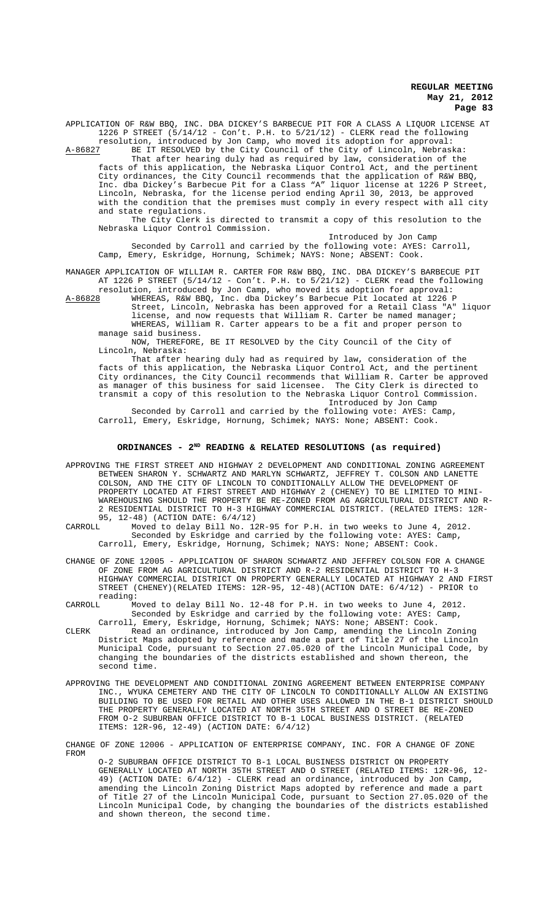APPLICATION OF R&W BBQ, INC. DBA DICKEY'S BARBECUE PIT FOR A CLASS A LIQUOR LICENSE AT 1226 P STREET (5/14/12 - Con't. P.H. to 5/21/12) - CLERK read the following resolution, introduced by Jon Camp, who moved its adoption for approval:

A-86827 BE IT RESOLVED by the City Council of the City of Lincoln, Nebraska:

That after hearing duly had as required by law, consideration of the facts of this application, the Nebraska Liquor Control Act, and the pertinent City ordinances, the City Council recommends that the application of R&W BBQ, Inc. dba Dickey's Barbecue Pit for a Class "A" liquor license at 1226 P Street, Lincoln, Nebraska, for the license period ending April 30, 2013, be approved with the condition that the premises must comply in every respect with all city and state regulations.

The City Clerk is directed to transmit a copy of this resolution to the Nebraska Liquor Control Commission.

Introduced by Jon Camp

Seconded by Carroll and carried by the following vote: AYES: Carroll, Camp, Emery, Eskridge, Hornung, Schimek; NAYS: None; ABSENT: Cook.

MANAGER APPLICATION OF WILLIAM R. CARTER FOR R&W BBQ, INC. DBA DICKEY'S BARBECUE PIT AT 1226 P STREET (5/14/12 - Con't. P.H. to 5/21/12) - CLERK read the following resolution, introduced by Jon Camp, who moved its adoption for approval:

A-86828 WHEREAS, R&W BBQ, Inc. dba Dickey's Barbecue Pit located at 1226 P Street, Lincoln, Nebraska has been approved for a Retail Class "A" liquor license, and now requests that William R. Carter be named manager;

WHEREAS, William R. Carter appears to be a fit and proper person to manage said business.

NOW, THEREFORE, BE IT RESOLVED by the City Council of the City of Lincoln, Nebraska:

That after hearing duly had as required by law, consideration of the facts of this application, the Nebraska Liquor Control Act, and the pertinent City ordinances, the City Council recommends that William R. Carter be approved as manager of this business for said licensee. The City Clerk is directed to transmit a copy of this resolution to the Nebraska Liquor Control Commission.

Introduced by Jon Camp

Seconded by Carroll and carried by the following vote: AYES: Camp, Carroll, Emery, Eskridge, Hornung, Schimek; NAYS: None; ABSENT: Cook.

## ORDINANCES - 2ND READING & RELATED RESOLUTIONS (as required)

APPROVING THE FIRST STREET AND HIGHWAY 2 DEVELOPMENT AND CONDITIONAL ZONING AGREEMENT BETWEEN SHARON Y. SCHWARTZ AND MARLYN SCHWARTZ, JEFFREY T. COLSON AND LANETTE COLSON, AND THE CITY OF LINCOLN TO CONDITIONALLY ALLOW THE DEVELOPMENT OF PROPERTY LOCATED AT FIRST STREET AND HIGHWAY 2 (CHENEY) TO BE LIMITED TO MINI-WAREHOUSING SHOULD THE PROPERTY BE RE-ZONED FROM AG AGRICULTURAL DISTRICT AND R-2 RESIDENTIAL DISTRICT TO H-3 HIGHWAY COMMERCIAL DISTRICT. (RELATED ITEMS: 12R-95, 12-48) (ACTION DATE: 6/4/12)

CARROLL Moved to delay Bill No. 12R-95 for P.H. in two weeks to June 4, 2012. Seconded by Eskridge and carried by the following vote: AYES: Camp, Carroll, Emery, Eskridge, Hornung, Schimek; NAYS: None; ABSENT: Cook.

CHANGE OF ZONE 12005 - APPLICATION OF SHARON SCHWARTZ AND JEFFREY COLSON FOR A CHANGE OF ZONE FROM AG AGRICULTURAL DISTRICT AND R-2 RESIDENTIAL DISTRICT TO H-3 HIGHWAY COMMERCIAL DISTRICT ON PROPERTY GENERALLY LOCATED AT HIGHWAY 2 AND FIRST STREET (CHENEY)(RELATED ITEMS: 12R-95, 12-48)(ACTION DATE: 6/4/12) - PRIOR to reading:

CARROLL Moved to delay Bill No. 12-48 for P.H. in two weeks to June 4, 2012. Seconded by Eskridge and carried by the following vote: AYES: Camp, Carroll, Emery, Eskridge, Hornung, Schimek; NAYS: None; ABSENT: Cook.

CLERK Read an ordinance, introduced by Jon Camp, amending the Lincoln Zoning District Maps adopted by reference and made a part of Title 27 of the Lincoln Municipal Code, pursuant to Section 27.05.020 of the Lincoln Municipal Code, by changing the boundaries of the districts established and shown thereon, the second time.

APPROVING THE DEVELOPMENT AND CONDITIONAL ZONING AGREEMENT BETWEEN ENTERPRISE COMPANY INC., WYUKA CEMETERY AND THE CITY OF LINCOLN TO CONDITIONALLY ALLOW AN EXISTING BUILDING TO BE USED FOR RETAIL AND OTHER USES ALLOWED IN THE B-1 DISTRICT SHOULD THE PROPERTY GENERALLY LOCATED AT NORTH 35TH STREET AND O STREET BE RE-ZONED FROM O-2 SUBURBAN OFFICE DISTRICT TO B-1 LOCAL BUSINESS DISTRICT. (RELATED ITEMS: 12R-96, 12-49) (ACTION DATE: 6/4/12)

CHANGE OF ZONE 12006 - APPLICATION OF ENTERPRISE COMPANY, INC. FOR A CHANGE OF ZONE FROM O-2 SUBURBAN OFFICE DISTRICT TO B-1 LOCAL BUSINESS DISTRICT ON PROPERTY GENERALLY LOCATED AT NORTH 35TH STREET AND O STREET (RELATED ITEMS: 12R-96, 12-49) (ACTION DATE: 6/4/12) - CLERK read an ordinance, introduced by Jon Camp, amending the Lincoln Zoning District Maps adopted by reference and made a part of Title 27 of the Lincoln Municipal Code, pursuant to Section 27.05.020 of the Lincoln Municipal Code, by changing the boundaries of the districts established and shown thereon, the second time.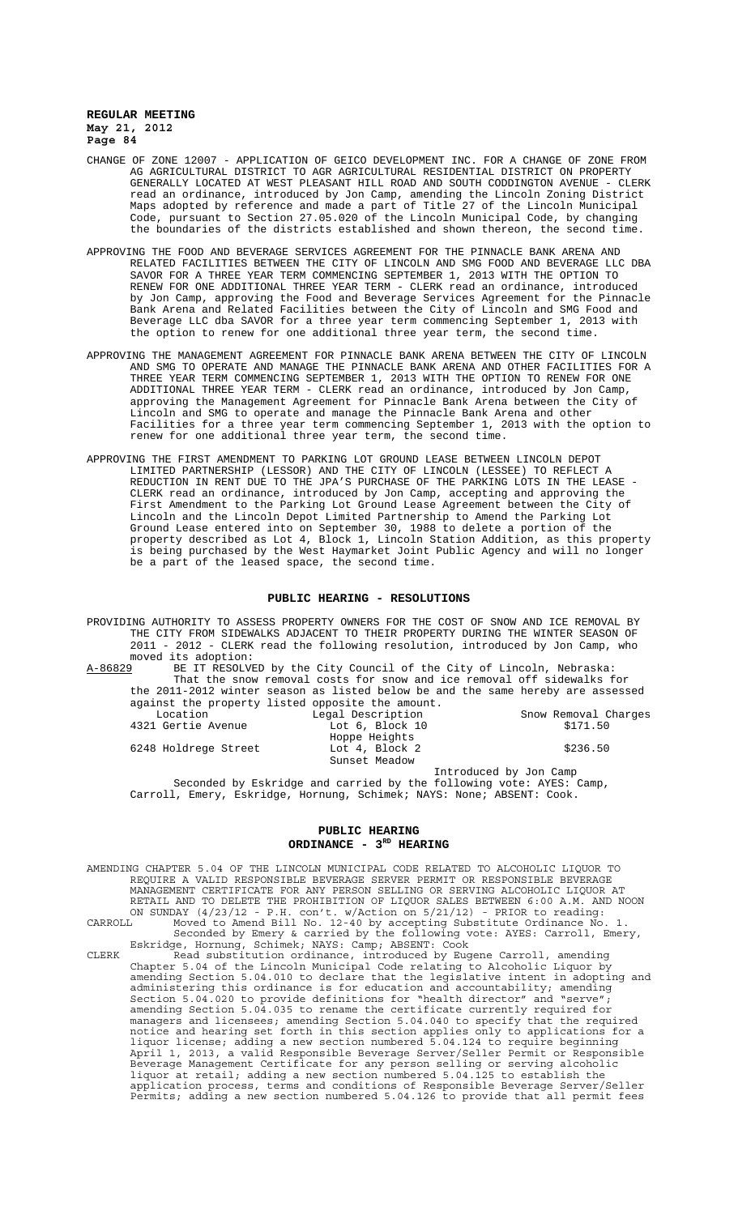CHANGE OF ZONE 12007 - APPLICATION OF GEICO DEVELOPMENT INC. FOR A CHANGE OF ZONE FROM AG AGRICULTURAL DISTRICT TO AGR AGRICULTURAL RESIDENTIAL DISTRICT ON PROPERTY GENERALLY LOCATED AT WEST PLEASANT HILL ROAD AND SOUTH CODDINGTON AVENUE - CLERK read an ordinance, introduced by Jon Camp, amending the Lincoln Zoning District Maps adopted by reference and made a part of Title 27 of the Lincoln Municipal Code, pursuant to Section 27.05.020 of the Lincoln Municipal Code, by changing the boundaries of the districts established and shown thereon, the second time.

APPROVING THE FOOD AND BEVERAGE SERVICES AGREEMENT FOR THE PINNACLE BANK ARENA AND RELATED FACILITIES BETWEEN THE CITY OF LINCOLN AND SMG FOOD AND BEVERAGE LLC DBA SAVOR FOR A THREE YEAR TERM COMMENCING SEPTEMBER 1, 2013 WITH THE OPTION TO RENEW FOR ONE ADDITIONAL THREE YEAR TERM - CLERK read an ordinance, introduced by Jon Camp, approving the Food and Beverage Services Agreement for the Pinnacle Bank Arena and Related Facilities between the City of Lincoln and SMG Food and Beverage LLC dba SAVOR for a three year term commencing September 1, 2013 with the option to renew for one additional three year term, the second time.

APPROVING THE MANAGEMENT AGREEMENT FOR PINNACLE BANK ARENA BETWEEN THE CITY OF LINCOLN AND SMG TO OPERATE AND MANAGE THE PINNACLE BANK ARENA AND OTHER FACILITIES FOR A THREE YEAR TERM COMMENCING SEPTEMBER 1, 2013 WITH THE OPTION TO RENEW FOR ONE ADDITIONAL THREE YEAR TERM - CLERK read an ordinance, introduced by Jon Camp, approving the Management Agreement for Pinnacle Bank Arena between the City of Lincoln and SMG to operate and manage the Pinnacle Bank Arena and other Facilities for a three year term commencing September 1, 2013 with the option to renew for one additional three year term, the second time.

APPROVING THE FIRST AMENDMENT TO PARKING LOT GROUND LEASE BETWEEN LINCOLN DEPOT LIMITED PARTNERSHIP (LESSOR) AND THE CITY OF LINCOLN (LESSEE) TO REFLECT A REDUCTION IN RENT DUE TO THE JPA'S PURCHASE OF THE PARKING LOTS IN THE LEASE - CLERK read an ordinance, introduced by Jon Camp, accepting and approving the First Amendment to the Parking Lot Ground Lease Agreement between the City of Lincoln and the Lincoln Depot Limited Partnership to Amend the Parking Lot Ground Lease entered into on September 30, 1988 to delete a portion of the property described as Lot 4, Block 1, Lincoln Station Addition, as this property is being purchased by the West Haymarket Joint Public Agency and will no longer be a part of the leased space, the second time.

## PUBLIC HEARING - RESOLUTIONS

PROVIDING AUTHORITY TO ASSESS PROPERTY OWNERS FOR THE COST OF SNOW AND ICE REMOVAL BY THE CITY FROM SIDEWALKS ADJACENT TO THEIR PROPERTY DURING THE WINTER SEASON OF 2011 - 2012 - CLERK read the following resolution, introduced by Jon Camp, who moved its adoption:

A-86829 BE IT RESOLVED by the City Council of the City of Lincoln, Nebraska:

That the snow removal costs for snow and ice removal off sidewalks for the 2011-2012 winter season as listed below be and the same hereby are assessed against the property listed opposite the amount.

| Location | Legal Description | Snow Removal Charges |
|---|---|---|
| 4321 Gertie Avenue | Lot 6, Block 10 Hoppe Heights | $171.50 |
| 6248 Holdrege Street | Lot 4, Block 2 Sunset Meadow | $236.50 |

Introduced by Jon Camp

Seconded by Eskridge and carried by the following vote: AYES: Camp, Carroll, Emery, Eskridge, Hornung, Schimek; NAYS: None; ABSENT: Cook.

## PUBLIC HEARING
## ORDINANCE - 3RD HEARING

AMENDING CHAPTER 5.04 OF THE LINCOLN MUNICIPAL CODE RELATED TO ALCOHOLIC LIQUOR TO REQUIRE A VALID RESPONSIBLE BEVERAGE SERVER PERMIT OR RESPONSIBLE BEVERAGE MANAGEMENT CERTIFICATE FOR ANY PERSON SELLING OR SERVING ALCOHOLIC LIQUOR AT RETAIL AND TO DELETE THE PROHIBITION OF LIQUOR SALES BETWEEN 6:00 A.M. AND NOON ON SUNDAY (4/23/12 - P.H. con't. w/Action on 5/21/12) - PRIOR to reading:

CARROLL Moved to Amend Bill No. 12-40 by accepting Substitute Ordinance No. 1. Seconded by Emery & carried by the following vote: AYES: Carroll, Emery, Eskridge, Hornung, Schimek; NAYS: Camp; ABSENT: Cook

CLERK Read substitution ordinance, introduced by Eugene Carroll, amending Chapter 5.04 of the Lincoln Municipal Code relating to Alcoholic Liquor by amending Section 5.04.010 to declare that the legislative intent in adopting and administering this ordinance is for education and accountability; amending Section 5.04.020 to provide definitions for "health director" and "serve"; amending Section 5.04.035 to rename the certificate currently required for managers and licensees; amending Section 5.04.040 to specify that the required notice and hearing set forth in this section applies only to applications for a liquor license; adding a new section numbered 5.04.124 to require beginning April 1, 2013, a valid Responsible Beverage Server/Seller Permit or Responsible Beverage Management Certificate for any person selling or serving alcoholic liquor at retail; adding a new section numbered 5.04.125 to establish the application process, terms and conditions of Responsible Beverage Server/Seller Permits; adding a new section numbered 5.04.126 to provide that all permit fees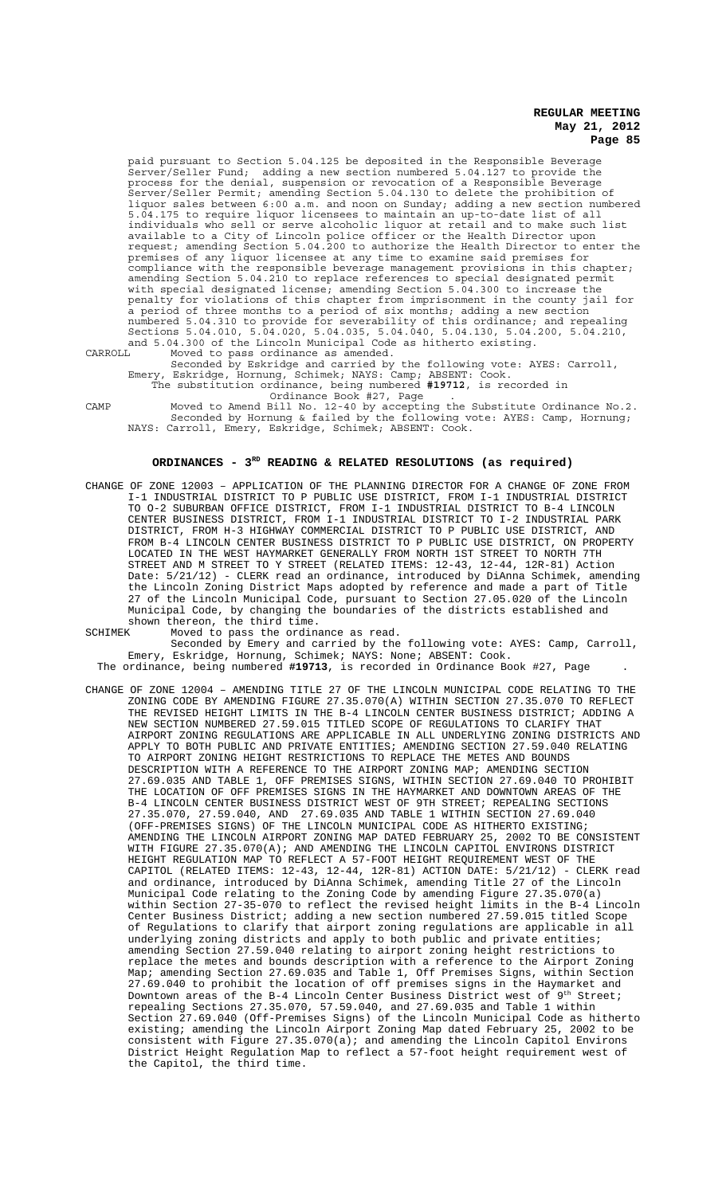paid pursuant to Section 5.04.125 be deposited in the Responsible Beverage Server/Seller Fund; adding a new section numbered 5.04.127 to provide the process for the denial, suspension or revocation of a Responsible Beverage Server/Seller Permit; amending Section 5.04.130 to delete the prohibition of liquor sales between 6:00 a.m. and noon on Sunday; adding a new section numbered 5.04.175 to require liquor licensees to maintain an up-to-date list of all individuals who sell or serve alcoholic liquor at retail and to make such list available to a City of Lincoln police officer or the Health Director upon request; amending Section 5.04.200 to authorize the Health Director to enter the premises of any liquor licensee at any time to examine said premises for compliance with the responsible beverage management provisions in this chapter; amending Section 5.04.210 to replace references to special designated permit with special designated license; amending Section 5.04.300 to increase the penalty for violations of this chapter from imprisonment in the county jail for a period of three months to a period of six months; adding a new section numbered 5.04.310 to provide for severability of this ordinance; and repealing Sections 5.04.010, 5.04.020, 5.04.035, 5.04.040, 5.04.130, 5.04.200, 5.04.210, and 5.04.300 of the Lincoln Municipal Code as hitherto existing.

CARROLL Moved to pass ordinance as amended.

Seconded by Eskridge and carried by the following vote: AYES: Carroll, Emery, Eskridge, Hornung, Schimek; NAYS: Camp; ABSENT: Cook.

The substitution ordinance, being numbered **#19712**, is recorded in Ordinance Book #27, Page .

CAMP Moved to Amend Bill No. 12-40 by accepting the Substitute Ordinance No.2.

Seconded by Hornung & failed by the following vote: AYES: Camp, Hornung; NAYS: Carroll, Emery, Eskridge, Schimek; ABSENT: Cook.

## ORDINANCES - 3RD READING & RELATED RESOLUTIONS (as required)

CHANGE OF ZONE 12003 – APPLICATION OF THE PLANNING DIRECTOR FOR A CHANGE OF ZONE FROM I-1 INDUSTRIAL DISTRICT TO P PUBLIC USE DISTRICT, FROM I-1 INDUSTRIAL DISTRICT TO O-2 SUBURBAN OFFICE DISTRICT, FROM I-1 INDUSTRIAL DISTRICT TO B-4 LINCOLN CENTER BUSINESS DISTRICT, FROM I-1 INDUSTRIAL DISTRICT TO I-2 INDUSTRIAL PARK DISTRICT, FROM H-3 HIGHWAY COMMERCIAL DISTRICT TO P PUBLIC USE DISTRICT, AND FROM B-4 LINCOLN CENTER BUSINESS DISTRICT TO P PUBLIC USE DISTRICT, ON PROPERTY LOCATED IN THE WEST HAYMARKET GENERALLY FROM NORTH 1ST STREET TO NORTH 7TH STREET AND M STREET TO Y STREET (RELATED ITEMS: 12-43, 12-44, 12R-81) Action Date: 5/21/12) - CLERK read an ordinance, introduced by DiAnna Schimek, amending the Lincoln Zoning District Maps adopted by reference and made a part of Title 27 of the Lincoln Municipal Code, pursuant to Section 27.05.020 of the Lincoln Municipal Code, by changing the boundaries of the districts established and shown thereon, the third time.

SCHIMEK Moved to pass the ordinance as read.

Seconded by Emery and carried by the following vote: AYES: Camp, Carroll, Emery, Eskridge, Hornung, Schimek; NAYS: None; ABSENT: Cook.

The ordinance, being numbered **#19713**, is recorded in Ordinance Book #27, Page .

CHANGE OF ZONE 12004 – AMENDING TITLE 27 OF THE LINCOLN MUNICIPAL CODE RELATING TO THE ZONING CODE BY AMENDING FIGURE 27.35.070(A) WITHIN SECTION 27.35.070 TO REFLECT THE REVISED HEIGHT LIMITS IN THE B-4 LINCOLN CENTER BUSINESS DISTRICT; ADDING A NEW SECTION NUMBERED 27.59.015 TITLED SCOPE OF REGULATIONS TO CLARIFY THAT AIRPORT ZONING REGULATIONS ARE APPLICABLE IN ALL UNDERLYING ZONING DISTRICTS AND APPLY TO BOTH PUBLIC AND PRIVATE ENTITIES; AMENDING SECTION 27.59.040 RELATING TO AIRPORT ZONING HEIGHT RESTRICTIONS TO REPLACE THE METES AND BOUNDS DESCRIPTION WITH A REFERENCE TO THE AIRPORT ZONING MAP; AMENDING SECTION 27.69.035 AND TABLE 1, OFF PREMISES SIGNS, WITHIN SECTION 27.69.040 TO PROHIBIT THE LOCATION OF OFF PREMISES SIGNS IN THE HAYMARKET AND DOWNTOWN AREAS OF THE B-4 LINCOLN CENTER BUSINESS DISTRICT WEST OF 9TH STREET; REPEALING SECTIONS 27.35.070, 27.59.040, AND 27.69.035 AND TABLE 1 WITHIN SECTION 27.69.040 (OFF-PREMISES SIGNS) OF THE LINCOLN MUNICIPAL CODE AS HITHERTO EXISTING; AMENDING THE LINCOLN AIRPORT ZONING MAP DATED FEBRUARY 25, 2002 TO BE CONSISTENT WITH FIGURE 27.35.070(A); AND AMENDING THE LINCOLN CAPITOL ENVIRONS DISTRICT HEIGHT REGULATION MAP TO REFLECT A 57-FOOT HEIGHT REQUIREMENT WEST OF THE CAPITOL (RELATED ITEMS: 12-43, 12-44, 12R-81) ACTION DATE: 5/21/12) - CLERK read and ordinance, introduced by DiAnna Schimek, amending Title 27 of the Lincoln Municipal Code relating to the Zoning Code by amending Figure 27.35.070(a) within Section 27-35-070 to reflect the revised height limits in the B-4 Lincoln Center Business District; adding a new section numbered 27.59.015 titled Scope of Regulations to clarify that airport zoning regulations are applicable in all underlying zoning districts and apply to both public and private entities; amending Section 27.59.040 relating to airport zoning height restrictions to replace the metes and bounds description with a reference to the Airport Zoning Map; amending Section 27.69.035 and Table 1, Off Premises Signs, within Section 27.69.040 to prohibit the location of off premises signs in the Haymarket and Downtown areas of the B-4 Lincoln Center Business District west of 9th Street; repealing Sections 27.35.070, 57.59.040, and 27.69.035 and Table 1 within Section 27.69.040 (Off-Premises Signs) of the Lincoln Municipal Code as hitherto existing; amending the Lincoln Airport Zoning Map dated February 25, 2002 to be consistent with Figure 27.35.070(a); and amending the Lincoln Capitol Environs District Height Regulation Map to reflect a 57-foot height requirement west of the Capitol, the third time.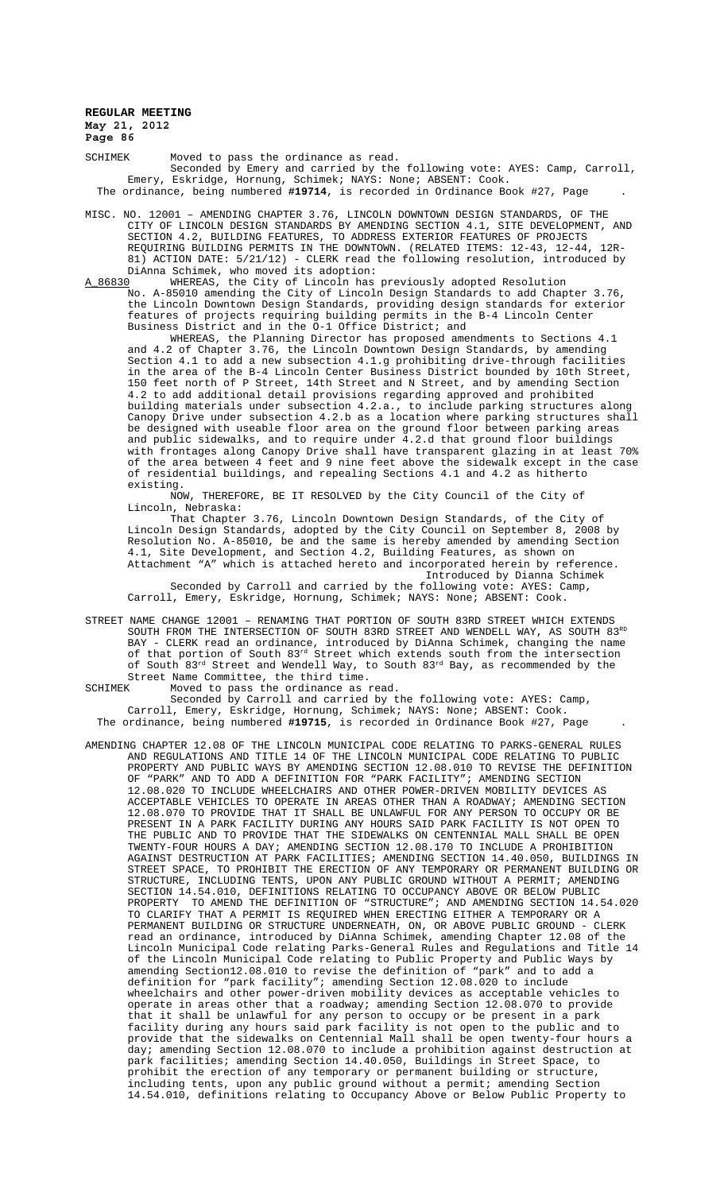SCHIMEK Moved to pass the ordinance as read.

Seconded by Emery and carried by the following vote: AYES: Camp, Carroll, Emery, Eskridge, Hornung, Schimek; NAYS: None; ABSENT: Cook.

The ordinance, being numbered **#19714**, is recorded in Ordinance Book #27, Page .

MISC. NO. 12001 – AMENDING CHAPTER 3.76, LINCOLN DOWNTOWN DESIGN STANDARDS, OF THE CITY OF LINCOLN DESIGN STANDARDS BY AMENDING SECTION 4.1, SITE DEVELOPMENT, AND SECTION 4.2, BUILDING FEATURES, TO ADDRESS EXTERIOR FEATURES OF PROJECTS REQUIRING BUILDING PERMITS IN THE DOWNTOWN. (RELATED ITEMS: 12-43, 12-44, 12R-81) ACTION DATE: 5/21/12) - CLERK read the following resolution, introduced by DiAnna Schimek, who moved its adoption:

A-86830 WHEREAS, the City of Lincoln has previously adopted Resolution No. A-85010 amending the City of Lincoln Design Standards to add Chapter 3.76, the Lincoln Downtown Design Standards, providing design standards for exterior features of projects requiring building permits in the B-4 Lincoln Center Business District and in the O-1 Office District; and

WHEREAS, the Planning Director has proposed amendments to Sections 4.1 and 4.2 of Chapter 3.76, the Lincoln Downtown Design Standards, by amending Section 4.1 to add a new subsection 4.1.g prohibiting drive-through facilities in the area of the B-4 Lincoln Center Business District bounded by 10th Street, 150 feet north of P Street, 14th Street and N Street, and by amending Section 4.2 to add additional detail provisions regarding approved and prohibited building materials under subsection 4.2.a., to include parking structures along Canopy Drive under subsection 4.2.b as a location where parking structures shall be designed with useable floor area on the ground floor between parking areas and public sidewalks, and to require under 4.2.d that ground floor buildings with frontages along Canopy Drive shall have transparent glazing in at least 70% of the area between 4 feet and 9 nine feet above the sidewalk except in the case of residential buildings, and repealing Sections 4.1 and 4.2 as hitherto existing.

NOW, THEREFORE, BE IT RESOLVED by the City Council of the City of Lincoln, Nebraska:

That Chapter 3.76, Lincoln Downtown Design Standards, of the City of Lincoln Design Standards, adopted by the City Council on September 8, 2008 by Resolution No. A-85010, be and the same is hereby amended by amending Section 4.1, Site Development, and Section 4.2, Building Features, as shown on Attachment "A" which is attached hereto and incorporated herein by reference.

Introduced by Dianna Schimek

Seconded by Carroll and carried by the following vote: AYES: Camp, Carroll, Emery, Eskridge, Hornung, Schimek; NAYS: None; ABSENT: Cook.

STREET NAME CHANGE 12001 – RENAMING THAT PORTION OF SOUTH 83RD STREET WHICH EXTENDS SOUTH FROM THE INTERSECTION OF SOUTH 83RD STREET AND WENDELL WAY, AS SOUTH 83RD BAY - CLERK read an ordinance, introduced by DiAnna Schimek, changing the name of that portion of South 83rd Street which extends south from the intersection of South 83rd Street and Wendell Way, to South 83rd Bay, as recommended by the Street Name Committee, the third time.

SCHIMEK Moved to pass the ordinance as read.

Seconded by Carroll and carried by the following vote: AYES: Camp, Carroll, Emery, Eskridge, Hornung, Schimek; NAYS: None; ABSENT: Cook.

The ordinance, being numbered **#19715**, is recorded in Ordinance Book #27, Page .

AMENDING CHAPTER 12.08 OF THE LINCOLN MUNICIPAL CODE RELATING TO PARKS-GENERAL RULES AND REGULATIONS AND TITLE 14 OF THE LINCOLN MUNICIPAL CODE RELATING TO PUBLIC PROPERTY AND PUBLIC WAYS BY AMENDING SECTION 12.08.010 TO REVISE THE DEFINITION OF "PARK" AND TO ADD A DEFINITION FOR "PARK FACILITY"; AMENDING SECTION 12.08.020 TO INCLUDE WHEELCHAIRS AND OTHER POWER-DRIVEN MOBILITY DEVICES AS ACCEPTABLE VEHICLES TO OPERATE IN AREAS OTHER THAN A ROADWAY; AMENDING SECTION 12.08.070 TO PROVIDE THAT IT SHALL BE UNLAWFUL FOR ANY PERSON TO OCCUPY OR BE PRESENT IN A PARK FACILITY DURING ANY HOURS SAID PARK FACILITY IS NOT OPEN TO THE PUBLIC AND TO PROVIDE THAT THE SIDEWALKS ON CENTENNIAL MALL SHALL BE OPEN TWENTY-FOUR HOURS A DAY; AMENDING SECTION 12.08.170 TO INCLUDE A PROHIBITION AGAINST DESTRUCTION AT PARK FACILITIES; AMENDING SECTION 14.40.050, BUILDINGS IN STREET SPACE, TO PROHIBIT THE ERECTION OF ANY TEMPORARY OR PERMANENT BUILDING OR STRUCTURE, INCLUDING TENTS, UPON ANY PUBLIC GROUND WITHOUT A PERMIT; AMENDING SECTION 14.54.010, DEFINITIONS RELATING TO OCCUPANCY ABOVE OR BELOW PUBLIC PROPERTY TO AMEND THE DEFINITION OF "STRUCTURE"; AND AMENDING SECTION 14.54.020 TO CLARIFY THAT A PERMIT IS REQUIRED WHEN ERECTING EITHER A TEMPORARY OR A PERMANENT BUILDING OR STRUCTURE UNDERNEATH, ON, OR ABOVE PUBLIC GROUND - CLERK read an ordinance, introduced by DiAnna Schimek, amending Chapter 12.08 of the Lincoln Municipal Code relating Parks-General Rules and Regulations and Title 14 of the Lincoln Municipal Code relating to Public Property and Public Ways by amending Section12.08.010 to revise the definition of "park" and to add a definition for "park facility"; amending Section 12.08.020 to include wheelchairs and other power-driven mobility devices as acceptable vehicles to operate in areas other that a roadway; amending Section 12.08.070 to provide that it shall be unlawful for any person to occupy or be present in a park facility during any hours said park facility is not open to the public and to provide that the sidewalks on Centennial Mall shall be open twenty-four hours a day; amending Section 12.08.070 to include a prohibition against destruction at park facilities; amending Section 14.40.050, Buildings in Street Space, to prohibit the erection of any temporary or permanent building or structure, including tents, upon any public ground without a permit; amending Section 14.54.010, definitions relating to Occupancy Above or Below Public Property to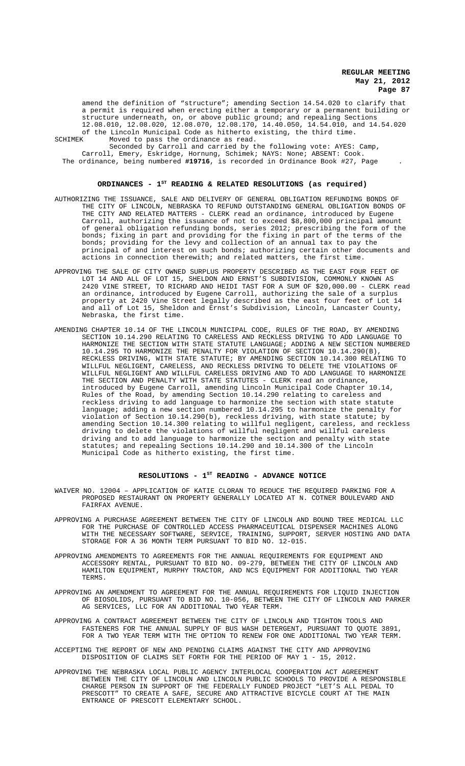amend the definition of "structure"; amending Section 14.54.020 to clarify that a permit is required when erecting either a temporary or a permanent building or structure underneath, on, or above public ground; and repealing Sections 12.08.010, 12.08.020, 12.08.070, 12.08.170, 14.40.050, 14.54.010, and 14.54.020 of the Lincoln Municipal Code as hitherto existing, the third time.

SCHIMEK Moved to pass the ordinance as read.

Seconded by Carroll and carried by the following vote: AYES: Camp, Carroll, Emery, Eskridge, Hornung, Schimek; NAYS: None; ABSENT: Cook.

The ordinance, being numbered **#19716**, is recorded in Ordinance Book #27, Page .

## ORDINANCES - 1ST READING & RELATED RESOLUTIONS (as required)

AUTHORIZING THE ISSUANCE, SALE AND DELIVERY OF GENERAL OBLIGATION REFUNDING BONDS OF THE CITY OF LINCOLN, NEBRASKA TO REFUND OUTSTANDING GENERAL OBLIGATION BONDS OF THE CITY AND RELATED MATTERS - CLERK read an ordinance, introduced by Eugene Carroll, authorizing the issuance of not to exceed $8,800,000 principal amount of general obligation refunding bonds, series 2012; prescribing the form of the bonds; fixing in part and providing for the fixing in part of the terms of the bonds; providing for the levy and collection of an annual tax to pay the principal of and interest on such bonds; authorizing certain other documents and actions in connection therewith; and related matters, the first time.

APPROVING THE SALE OF CITY OWNED SURPLUS PROPERTY DESCRIBED AS THE EAST FOUR FEET OF LOT 14 AND ALL OF LOT 15, SHELDON AND ERNST'S SUBDIVISION, COMMONLY KNOWN AS 2420 VINE STREET, TO RICHARD AND HEIDI TAST FOR A SUM OF $20,000.00 - CLERK read an ordinance, introduced by Eugene Carroll, authorizing the sale of a surplus property at 2420 Vine Street legally described as the east four feet of Lot 14 and all of Lot 15, Sheldon and Ernst's Subdivision, Lincoln, Lancaster County, Nebraska, the first time.

AMENDING CHAPTER 10.14 OF THE LINCOLN MUNICIPAL CODE, RULES OF THE ROAD, BY AMENDING SECTION 10.14.290 RELATING TO CARELESS AND RECKLESS DRIVING TO ADD LANGUAGE TO HARMONIZE THE SECTION WITH STATE STATUTE LANGUAGE; ADDING A NEW SECTION NUMBERED 10.14.295 TO HARMONIZE THE PENALTY FOR VIOLATION OF SECTION 10.14.290(B), RECKLESS DRIVING, WITH STATE STATUTE; BY AMENDING SECTION 10.14.300 RELATING TO WILLFUL NEGLIGENT, CARELESS, AND RECKLESS DRIVING TO DELETE THE VIOLATIONS OF WILLFUL NEGLIGENT AND WILLFUL CARELESS DRIVING AND TO ADD LANGUAGE TO HARMONIZE THE SECTION AND PENALTY WITH STATE STATUTES - CLERK read an ordinance, introduced by Eugene Carroll, amending Lincoln Municipal Code Chapter 10.14, Rules of the Road, by amending Section 10.14.290 relating to careless and reckless driving to add language to harmonize the section with state statute language; adding a new section numbered 10.14.295 to harmonize the penalty for violation of Section 10.14.290(b), reckless driving, with state statute; by amending Section 10.14.300 relating to willful negligent, careless, and reckless driving to delete the violations of willful negligent and willful careless driving and to add language to harmonize the section and penalty with state statutes; and repealing Sections 10.14.290 and 10.14.300 of the Lincoln Municipal Code as hitherto existing, the first time.

## RESOLUTIONS - 1ST READING - ADVANCE NOTICE

WAIVER NO. 12004 – APPLICATION OF KATIE CLORAN TO REDUCE THE REQUIRED PARKING FOR A PROPOSED RESTAURANT ON PROPERTY GENERALLY LOCATED AT N. COTNER BOULEVARD AND FAIRFAX AVENUE.

APPROVING A PURCHASE AGREEMENT BETWEEN THE CITY OF LINCOLN AND BOUND TREE MEDICAL LLC FOR THE PURCHASE OF CONTROLLED ACCESS PHARMACEUTICAL DISPENSER MACHINES ALONG WITH THE NECESSARY SOFTWARE, SERVICE, TRAINING, SUPPORT, SERVER HOSTING AND DATA STORAGE FOR A 36 MONTH TERM PURSUANT TO BID NO. 12-015.

APPROVING AMENDMENTS TO AGREEMENTS FOR THE ANNUAL REQUIREMENTS FOR EQUIPMENT AND ACCESSORY RENTAL, PURSUANT TO BID NO. 09-279, BETWEEN THE CITY OF LINCOLN AND HAMILTON EQUIPMENT, MURPHY TRACTOR, AND NCS EQUIPMENT FOR ADDITIONAL TWO YEAR TERMS.

APPROVING AN AMENDMENT TO AGREEMENT FOR THE ANNUAL REQUIREMENTS FOR LIQUID INJECTION OF BIOSOLIDS, PURSUANT TO BID NO. 10-056, BETWEEN THE CITY OF LINCOLN AND PARKER AG SERVICES, LLC FOR AN ADDITIONAL TWO YEAR TERM.

APPROVING A CONTRACT AGREEMENT BETWEEN THE CITY OF LINCOLN AND TIGHTON TOOLS AND FASTENERS FOR THE ANNUAL SUPPLY OF BUS WASH DETERGENT, PURSUANT TO QUOTE 3891, FOR A TWO YEAR TERM WITH THE OPTION TO RENEW FOR ONE ADDITIONAL TWO YEAR TERM.

ACCEPTING THE REPORT OF NEW AND PENDING CLAIMS AGAINST THE CITY AND APPROVING DISPOSITION OF CLAIMS SET FORTH FOR THE PERIOD OF MAY 1 - 15, 2012.

APPROVING THE NEBRASKA LOCAL PUBLIC AGENCY INTERLOCAL COOPERATION ACT AGREEMENT BETWEEN THE CITY OF LINCOLN AND LINCOLN PUBLIC SCHOOLS TO PROVIDE A RESPONSIBLE CHARGE PERSON IN SUPPORT OF THE FEDERALLY FUNDED PROJECT "LET'S ALL PEDAL TO PRESCOTT" TO CREATE A SAFE, SECURE AND ATTRACTIVE BICYCLE COURT AT THE MAIN ENTRANCE OF PRESCOTT ELEMENTARY SCHOOL.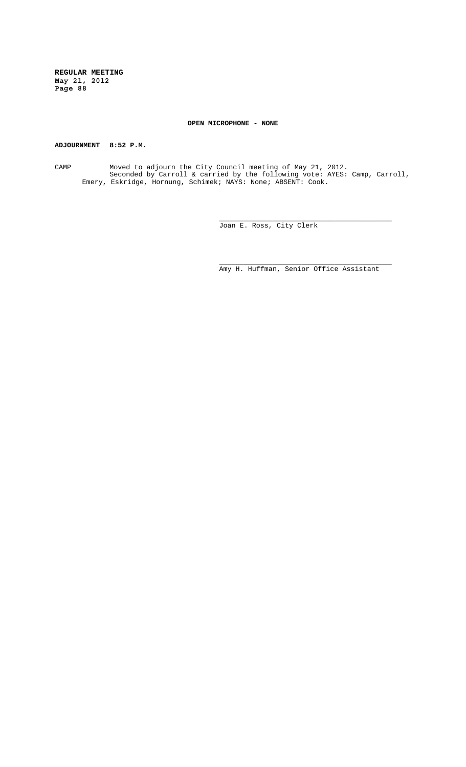**OPEN MICROPHONE - NONE**

**ADJOURNMENT 8:52 P.M.**

CAMP Moved to adjourn the City Council meeting of May 21, 2012.
Seconded by Carroll & carried by the following vote: AYES: Camp, Carroll, Emery, Eskridge, Hornung, Schimek; NAYS: None; ABSENT: Cook.

\_\_\_\_\_\_\_\_\_\_\_\_\_\_\_\_\_\_\_\_\_\_\_\_\_\_\_\_\_\_\_\_\_\_\_\_\_\_\_\_

Joan E. Ross, City Clerk

\_\_\_\_\_\_\_\_\_\_\_\_\_\_\_\_\_\_\_\_\_\_\_\_\_\_\_\_\_\_\_\_\_\_\_\_\_\_\_\_

Amy H. Huffman, Senior Office Assistant